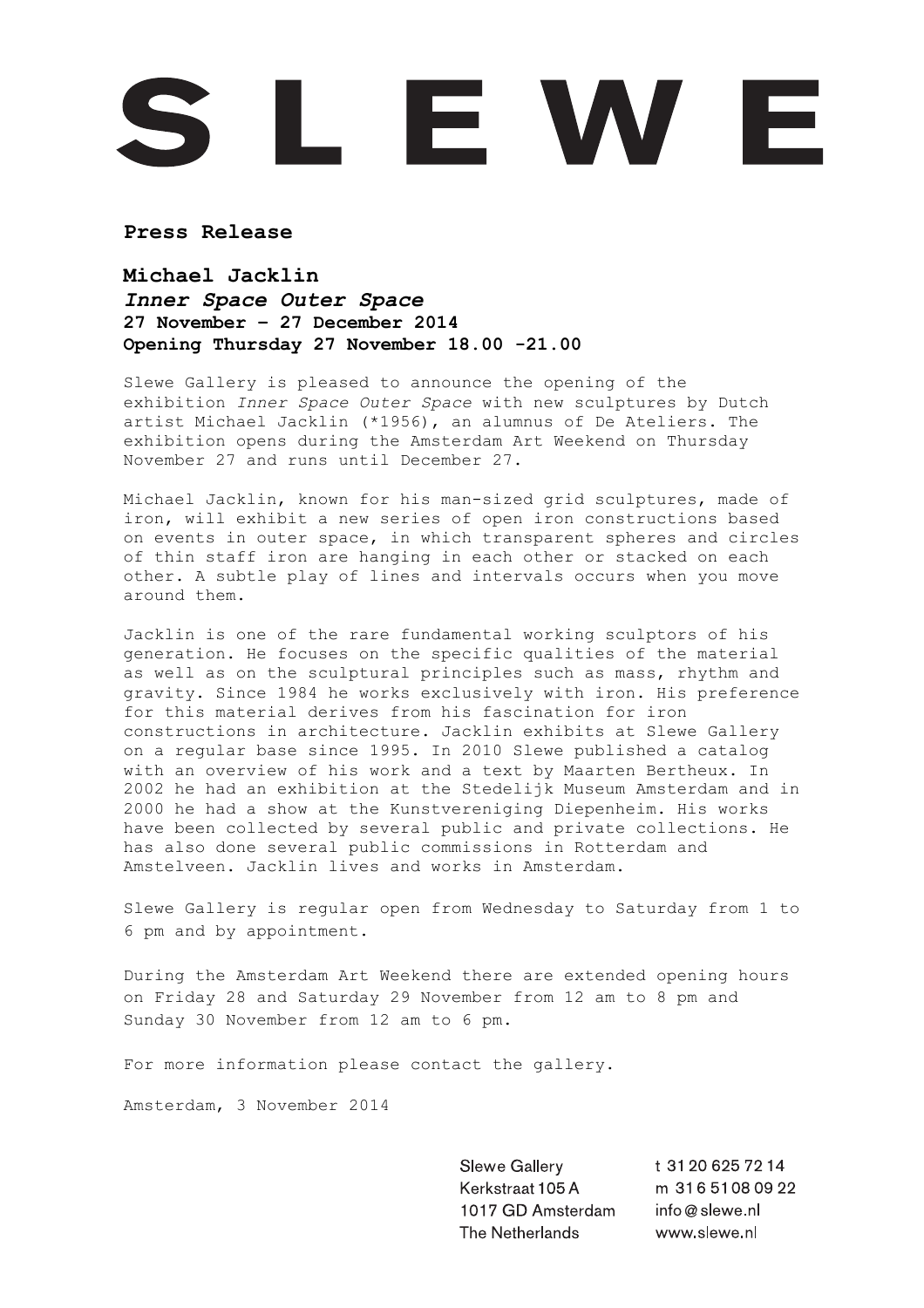# SLEWE

**Press Release**

## Michael Jacklin

***Inner Space Outer Space***
**27 November – 27 December 2014**
**Opening Thursday 27 November 18.00 -21.00**

Slewe Gallery is pleased to announce the opening of the exhibition *Inner Space Outer Space* with new sculptures by Dutch artist Michael Jacklin (*1956), an alumnus of De Ateliers. The exhibition opens during the Amsterdam Art Weekend on Thursday November 27 and runs until December 27.

Michael Jacklin, known for his man-sized grid sculptures, made of iron, will exhibit a new series of open iron constructions based on events in outer space, in which transparent spheres and circles of thin staff iron are hanging in each other or stacked on each other. A subtle play of lines and intervals occurs when you move around them.

Jacklin is one of the rare fundamental working sculptors of his generation. He focuses on the specific qualities of the material as well as on the sculptural principles such as mass, rhythm and gravity. Since 1984 he works exclusively with iron. His preference for this material derives from his fascination for iron constructions in architecture. Jacklin exhibits at Slewe Gallery on a regular base since 1995. In 2010 Slewe published a catalog with an overview of his work and a text by Maarten Bertheux. In 2002 he had an exhibition at the Stedelijk Museum Amsterdam and in 2000 he had a show at the Kunstvereniging Diepenheim. His works have been collected by several public and private collections. He has also done several public commissions in Rotterdam and Amstelveen. Jacklin lives and works in Amsterdam.

Slewe Gallery is regular open from Wednesday to Saturday from 1 to 6 pm and by appointment.

During the Amsterdam Art Weekend there are extended opening hours on Friday 28 and Saturday 29 November from 12 am to 8 pm and Sunday 30 November from 12 am to 6 pm.

For more information please contact the gallery.

Amsterdam, 3 November 2014

Slewe Gallery
Kerkstraat 105 A
1017 GD Amsterdam
The Netherlands

t 31 20 625 72 14
m 31 6 51 08 09 22
info@slewe.nl
www.slewe.nl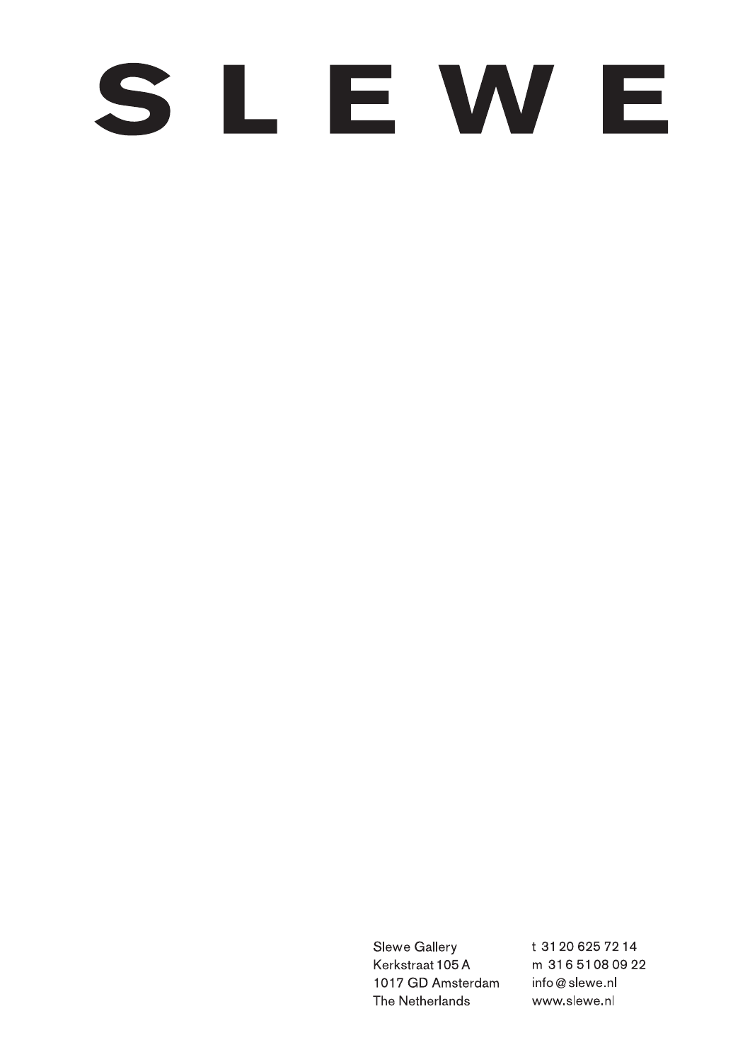# S L E W E

Slewe Gallery
Kerkstraat 105 A
1017 GD Amsterdam
The Netherlands

t 31 20 625 72 14
m 31 6 51 08 09 22
info@slewe.nl
www.slewe.nl